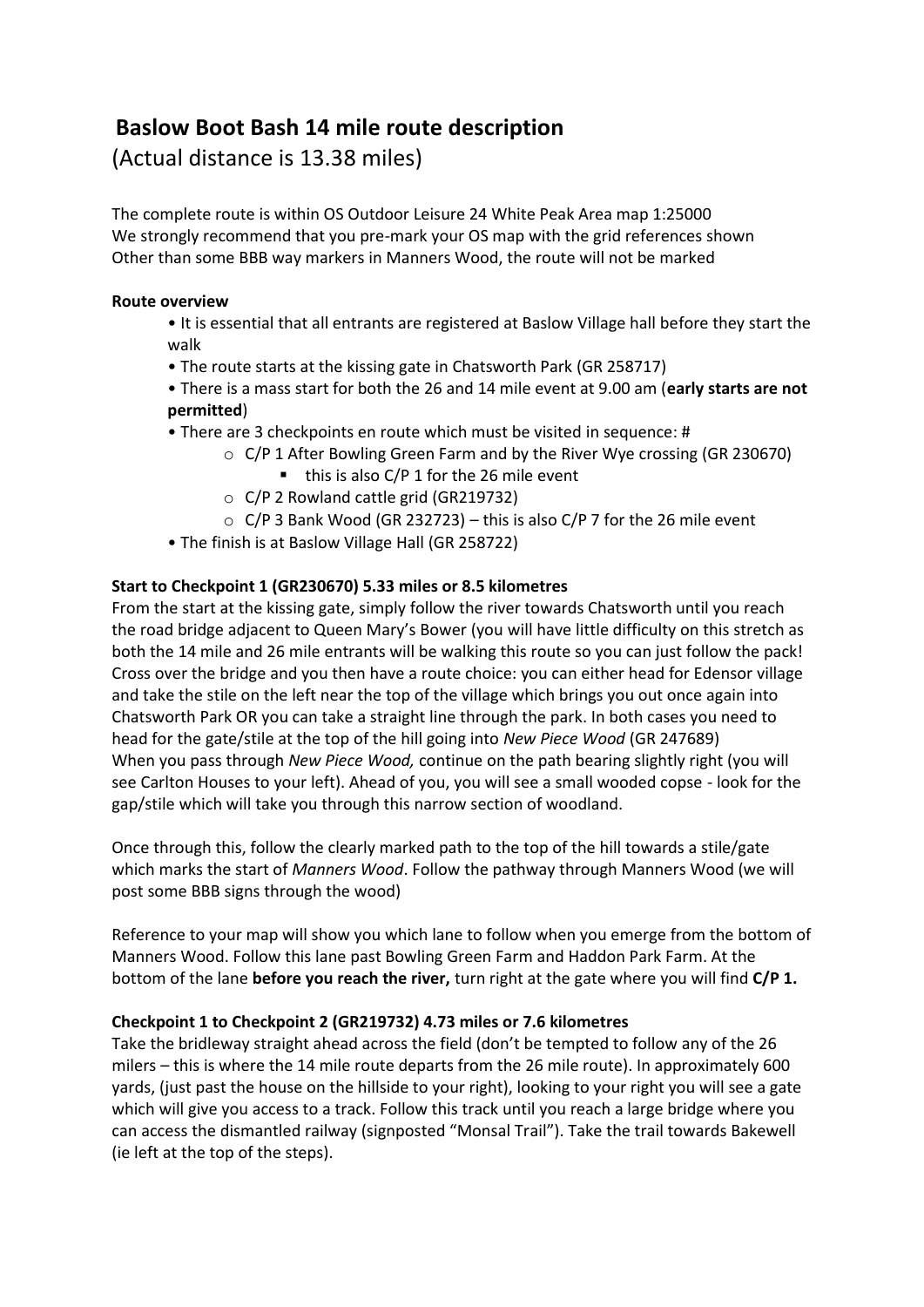# Baslow Boot Bash 14 mile route description

(Actual distance is 13.38 miles)

The complete route is within OS Outdoor Leisure 24 White Peak Area map 1:25000
We strongly recommend that you pre-mark your OS map with the grid references shown
Other than some BBB way markers in Manners Wood, the route will not be marked

**Route overview**

- It is essential that all entrants are registered at Baslow Village hall before they start the walk
- The route starts at the kissing gate in Chatsworth Park (GR 258717)
- There is a mass start for both the 26 and 14 mile event at 9.00 am (**early starts are not permitted**)
- There are 3 checkpoints en route which must be visited in sequence: #
    - C/P 1 After Bowling Green Farm and by the River Wye crossing (GR 230670)
        - this is also C/P 1 for the 26 mile event
    - C/P 2 Rowland cattle grid (GR219732)
    - C/P 3 Bank Wood (GR 232723) – this is also C/P 7 for the 26 mile event
- The finish is at Baslow Village Hall (GR 258722)

**Start to Checkpoint 1 (GR230670) 5.33 miles or 8.5 kilometres**

From the start at the kissing gate, simply follow the river towards Chatsworth until you reach the road bridge adjacent to Queen Mary's Bower (you will have little difficulty on this stretch as both the 14 mile and 26 mile entrants will be walking this route so you can just follow the pack! Cross over the bridge and you then have a route choice: you can either head for Edensor village and take the stile on the left near the top of the village which brings you out once again into Chatsworth Park OR you can take a straight line through the park. In both cases you need to head for the gate/stile at the top of the hill going into *New Piece Wood* (GR 247689)
When you pass through *New Piece Wood,* continue on the path bearing slightly right (you will see Carlton Houses to your left). Ahead of you, you will see a small wooded copse - look for the gap/stile which will take you through this narrow section of woodland.

Once through this, follow the clearly marked path to the top of the hill towards a stile/gate which marks the start of *Manners Wood*. Follow the pathway through Manners Wood (we will post some BBB signs through the wood)

Reference to your map will show you which lane to follow when you emerge from the bottom of Manners Wood. Follow this lane past Bowling Green Farm and Haddon Park Farm. At the bottom of the lane **before you reach the river,** turn right at the gate where you will find **C/P 1.**

**Checkpoint 1 to Checkpoint 2 (GR219732) 4.73 miles or 7.6 kilometres**

Take the bridleway straight ahead across the field (don't be tempted to follow any of the 26 milers – this is where the 14 mile route departs from the 26 mile route). In approximately 600 yards, (just past the house on the hillside to your right), looking to your right you will see a gate which will give you access to a track. Follow this track until you reach a large bridge where you can access the dismantled railway (signposted "Monsal Trail"). Take the trail towards Bakewell (ie left at the top of the steps).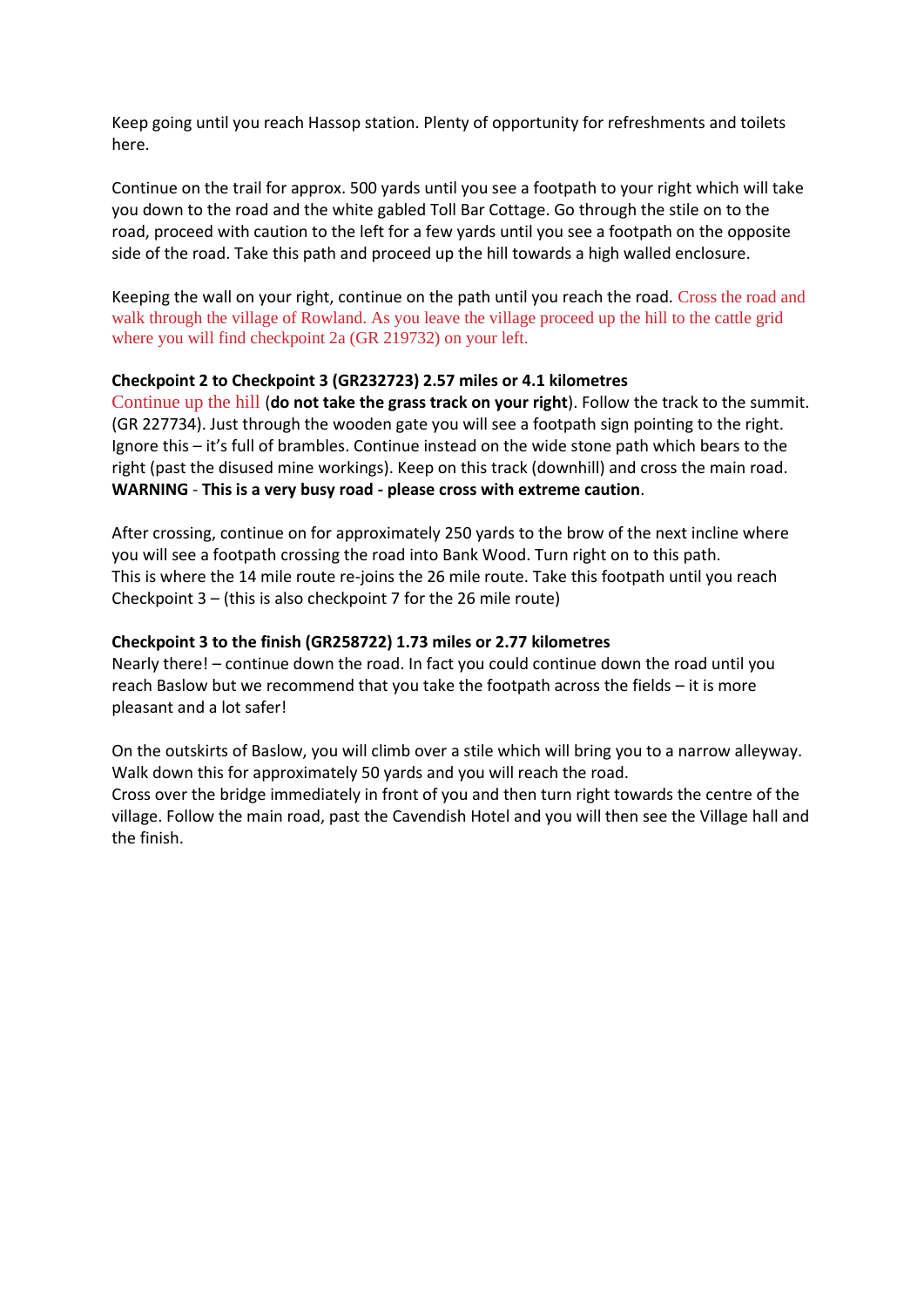Keep going until you reach Hassop station. Plenty of opportunity for refreshments and toilets here.

Continue on the trail for approx. 500 yards until you see a footpath to your right which will take you down to the road and the white gabled Toll Bar Cottage. Go through the stile on to the road, proceed with caution to the left for a few yards until you see a footpath on the opposite side of the road. Take this path and proceed up the hill towards a high walled enclosure.

Keeping the wall on your right, continue on the path until you reach the road. Cross the road and walk through the village of Rowland. As you leave the village proceed up the hill to the cattle grid where you will find checkpoint 2a (GR 219732) on your left.

**Checkpoint 2 to Checkpoint 3 (GR232723) 2.57 miles or 4.1 kilometres**

Continue up the hill (**do not take the grass track on your right**). Follow the track to the summit. (GR 227734). Just through the wooden gate you will see a footpath sign pointing to the right. Ignore this – it's full of brambles. Continue instead on the wide stone path which bears to the right (past the disused mine workings). Keep on this track (downhill) and cross the main road.
**WARNING** - **This is a very busy road - please cross with extreme caution**.

After crossing, continue on for approximately 250 yards to the brow of the next incline where you will see a footpath crossing the road into Bank Wood. Turn right on to this path.
This is where the 14 mile route re-joins the 26 mile route. Take this footpath until you reach Checkpoint 3 – (this is also checkpoint 7 for the 26 mile route)

**Checkpoint 3 to the finish (GR258722) 1.73 miles or 2.77 kilometres**

Nearly there! – continue down the road. In fact you could continue down the road until you reach Baslow but we recommend that you take the footpath across the fields – it is more pleasant and a lot safer!

On the outskirts of Baslow, you will climb over a stile which will bring you to a narrow alleyway. Walk down this for approximately 50 yards and you will reach the road.
Cross over the bridge immediately in front of you and then turn right towards the centre of the village. Follow the main road, past the Cavendish Hotel and you will then see the Village hall and the finish.